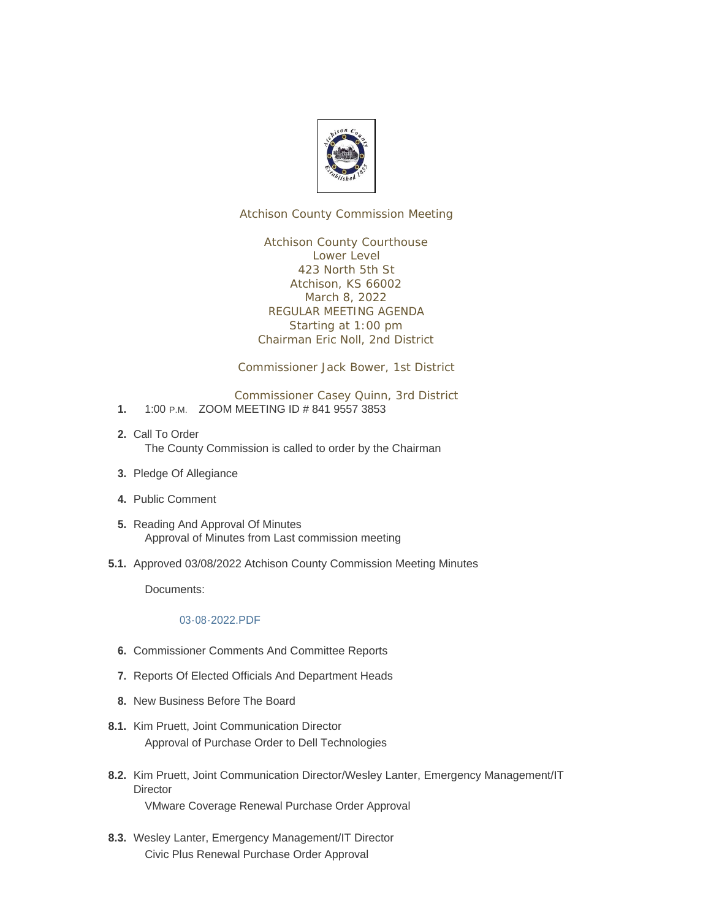Atchison County Commission Meeting

Atchison County Courthouse
Lower Level
423 North 5th St
Atchison, KS 66002
March 8, 2022
REGULAR MEETING AGENDA
Starting at 1:00 pm
Chairman Eric Noll, 2nd District

Commissioner Jack Bower, 1st District

Commissioner Casey Quinn, 3rd District

**1.** 1:00 P.M. ZOOM MEETING ID # 841 9557 3853

**2.** Call To Order
The County Commission is called to order by the Chairman

**3.** Pledge Of Allegiance

**4.** Public Comment

**5.** Reading And Approval Of Minutes
Approval of Minutes from Last commission meeting

**5.1.** Approved 03/08/2022 Atchison County Commission Meeting Minutes

Documents:

03-08-2022.PDF

**6.** Commissioner Comments And Committee Reports

**7.** Reports Of Elected Officials And Department Heads

**8.** New Business Before The Board

**8.1.** Kim Pruett, Joint Communication Director
Approval of Purchase Order to Dell Technologies

**8.2.** Kim Pruett, Joint Communication Director/Wesley Lanter, Emergency Management/IT Director
VMware Coverage Renewal Purchase Order Approval

**8.3.** Wesley Lanter, Emergency Management/IT Director
Civic Plus Renewal Purchase Order Approval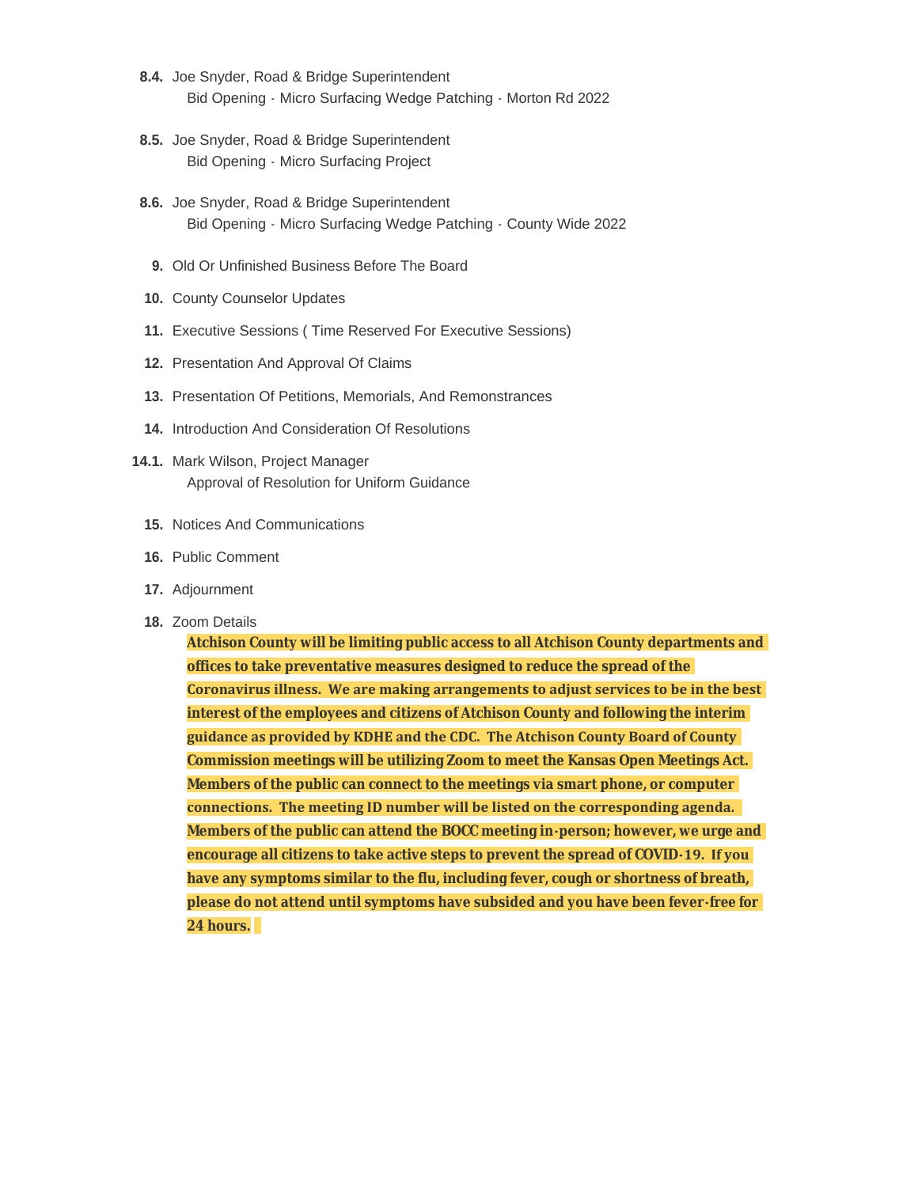**8.4.** Joe Snyder, Road & Bridge Superintendent
Bid Opening - Micro Surfacing Wedge Patching - Morton Rd 2022

**8.5.** Joe Snyder, Road & Bridge Superintendent
Bid Opening - Micro Surfacing Project

**8.6.** Joe Snyder, Road & Bridge Superintendent
Bid Opening - Micro Surfacing Wedge Patching - County Wide 2022

**9.** Old Or Unfinished Business Before The Board

**10.** County Counselor Updates

**11.** Executive Sessions ( Time Reserved For Executive Sessions)

**12.** Presentation And Approval Of Claims

**13.** Presentation Of Petitions, Memorials, And Remonstrances

**14.** Introduction And Consideration Of Resolutions

**14.1.** Mark Wilson, Project Manager
Approval of Resolution for Uniform Guidance

**15.** Notices And Communications

**16.** Public Comment

**17.** Adjournment

**18.** Zoom Details

**Atchison County will be limiting public access to all Atchison County departments and offices to take preventative measures designed to reduce the spread of the Coronavirus illness. We are making arrangements to adjust services to be in the best interest of the employees and citizens of Atchison County and following the interim guidance as provided by KDHE and the CDC. The Atchison County Board of County Commission meetings will be utilizing Zoom to meet the Kansas Open Meetings Act. Members of the public can connect to the meetings via smart phone, or computer connections. The meeting ID number will be listed on the corresponding agenda. Members of the public can attend the BOCC meeting in-person; however, we urge and encourage all citizens to take active steps to prevent the spread of COVID-19. If you have any symptoms similar to the flu, including fever, cough or shortness of breath, please do not attend until symptoms have subsided and you have been fever-free for 24 hours.**